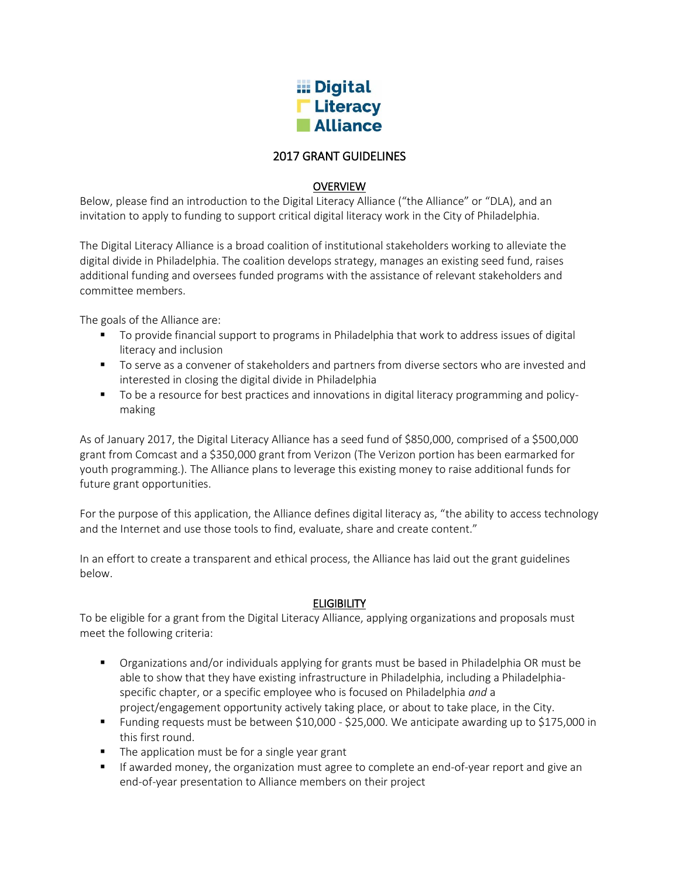Digital
Literacy
Alliance

# 2017 GRANT GUIDELINES

## OVERVIEW

Below, please find an introduction to the Digital Literacy Alliance ("the Alliance" or "DLA), and an invitation to apply to funding to support critical digital literacy work in the City of Philadelphia.

The Digital Literacy Alliance is a broad coalition of institutional stakeholders working to alleviate the digital divide in Philadelphia. The coalition develops strategy, manages an existing seed fund, raises additional funding and oversees funded programs with the assistance of relevant stakeholders and committee members.

The goals of the Alliance are:

- To provide financial support to programs in Philadelphia that work to address issues of digital literacy and inclusion
- To serve as a convener of stakeholders and partners from diverse sectors who are invested and interested in closing the digital divide in Philadelphia
- To be a resource for best practices and innovations in digital literacy programming and policy-making

As of January 2017, the Digital Literacy Alliance has a seed fund of $850,000, comprised of a $500,000 grant from Comcast and a $350,000 grant from Verizon (The Verizon portion has been earmarked for youth programming.). The Alliance plans to leverage this existing money to raise additional funds for future grant opportunities.

For the purpose of this application, the Alliance defines digital literacy as, "the ability to access technology and the Internet and use those tools to find, evaluate, share and create content."

In an effort to create a transparent and ethical process, the Alliance has laid out the grant guidelines below.

## ELIGIBILITY

To be eligible for a grant from the Digital Literacy Alliance, applying organizations and proposals must meet the following criteria:

- Organizations and/or individuals applying for grants must be based in Philadelphia OR must be able to show that they have existing infrastructure in Philadelphia, including a Philadelphia-specific chapter, or a specific employee who is focused on Philadelphia *and* a project/engagement opportunity actively taking place, or about to take place, in the City.
- Funding requests must be between $10,000 - $25,000. We anticipate awarding up to $175,000 in this first round.
- The application must be for a single year grant
- If awarded money, the organization must agree to complete an end-of-year report and give an end-of-year presentation to Alliance members on their project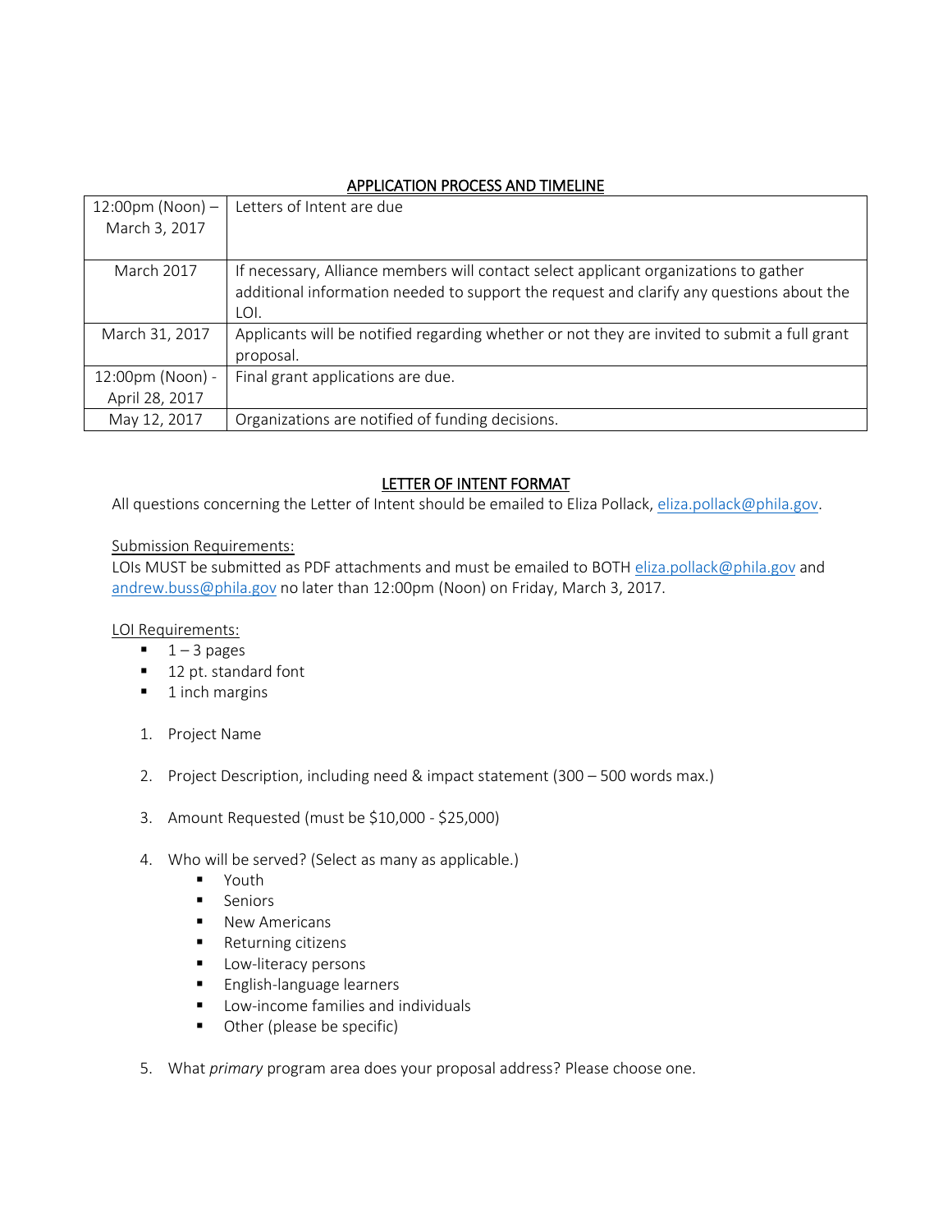## APPLICATION PROCESS AND TIMELINE

| Date | Event |
| --- | --- |
| 12:00pm (Noon) – March 3, 2017 | Letters of Intent are due |
| March 2017 | If necessary, Alliance members will contact select applicant organizations to gather additional information needed to support the request and clarify any questions about the LOI. |
| March 31, 2017 | Applicants will be notified regarding whether or not they are invited to submit a full grant proposal. |
| 12:00pm (Noon) - April 28, 2017 | Final grant applications are due. |
| May 12, 2017 | Organizations are notified of funding decisions. |

## LETTER OF INTENT FORMAT

All questions concerning the Letter of Intent should be emailed to Eliza Pollack, eliza.pollack@phila.gov.

Submission Requirements:
LOIs MUST be submitted as PDF attachments and must be emailed to BOTH eliza.pollack@phila.gov and andrew.buss@phila.gov no later than 12:00pm (Noon) on Friday, March 3, 2017.

LOI Requirements:

- 1 – 3 pages
- 12 pt. standard font
- 1 inch margins

1. Project Name

2. Project Description, including need & impact statement (300 – 500 words max.)

3. Amount Requested (must be $10,000 - $25,000)

4. Who will be served? (Select as many as applicable.)
   - Youth
   - Seniors
   - New Americans
   - Returning citizens
   - Low-literacy persons
   - English-language learners
   - Low-income families and individuals
   - Other (please be specific)

5. What *primary* program area does your proposal address? Please choose one.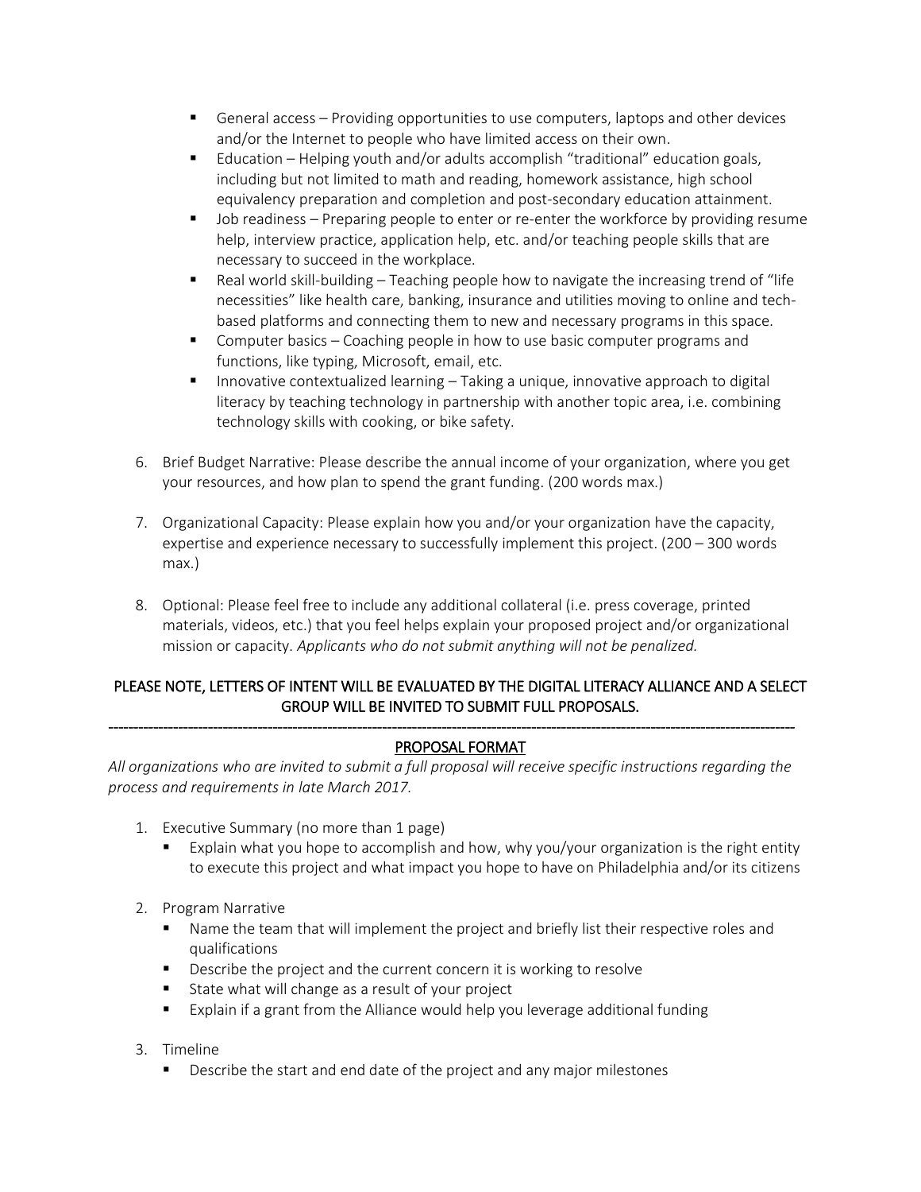- General access – Providing opportunities to use computers, laptops and other devices and/or the Internet to people who have limited access on their own.
- Education – Helping youth and/or adults accomplish "traditional" education goals, including but not limited to math and reading, homework assistance, high school equivalency preparation and completion and post-secondary education attainment.
- Job readiness – Preparing people to enter or re-enter the workforce by providing resume help, interview practice, application help, etc. and/or teaching people skills that are necessary to succeed in the workplace.
- Real world skill-building – Teaching people how to navigate the increasing trend of "life necessities" like health care, banking, insurance and utilities moving to online and tech-based platforms and connecting them to new and necessary programs in this space.
- Computer basics – Coaching people in how to use basic computer programs and functions, like typing, Microsoft, email, etc.
- Innovative contextualized learning – Taking a unique, innovative approach to digital literacy by teaching technology in partnership with another topic area, i.e. combining technology skills with cooking, or bike safety.

6. Brief Budget Narrative: Please describe the annual income of your organization, where you get your resources, and how plan to spend the grant funding. (200 words max.)

7. Organizational Capacity: Please explain how you and/or your organization have the capacity, expertise and experience necessary to successfully implement this project. (200 – 300 words max.)

8. Optional: Please feel free to include any additional collateral (i.e. press coverage, printed materials, videos, etc.) that you feel helps explain your proposed project and/or organizational mission or capacity. *Applicants who do not submit anything will not be penalized.*

PLEASE NOTE, LETTERS OF INTENT WILL BE EVALUATED BY THE DIGITAL LITERACY ALLIANCE AND A SELECT GROUP WILL BE INVITED TO SUBMIT FULL PROPOSALS.

---

## PROPOSAL FORMAT

*All organizations who are invited to submit a full proposal will receive specific instructions regarding the process and requirements in late March 2017.*

1. Executive Summary (no more than 1 page)
   - Explain what you hope to accomplish and how, why you/your organization is the right entity to execute this project and what impact you hope to have on Philadelphia and/or its citizens

2. Program Narrative
   - Name the team that will implement the project and briefly list their respective roles and qualifications
   - Describe the project and the current concern it is working to resolve
   - State what will change as a result of your project
   - Explain if a grant from the Alliance would help you leverage additional funding

3. Timeline
   - Describe the start and end date of the project and any major milestones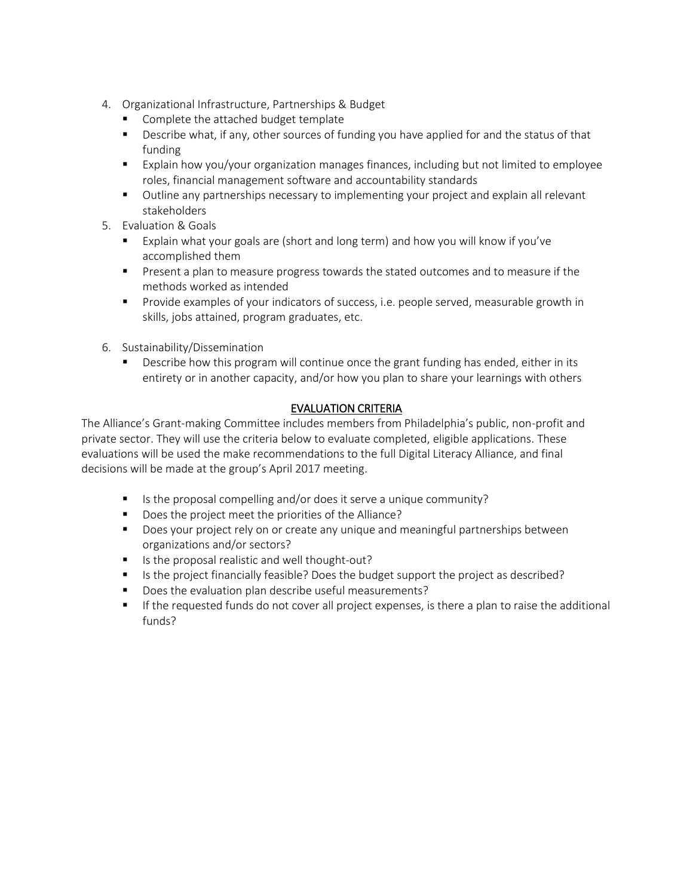4. Organizational Infrastructure, Partnerships & Budget
   - Complete the attached budget template
   - Describe what, if any, other sources of funding you have applied for and the status of that funding
   - Explain how you/your organization manages finances, including but not limited to employee roles, financial management software and accountability standards
   - Outline any partnerships necessary to implementing your project and explain all relevant stakeholders
5. Evaluation & Goals
   - Explain what your goals are (short and long term) and how you will know if you've accomplished them
   - Present a plan to measure progress towards the stated outcomes and to measure if the methods worked as intended
   - Provide examples of your indicators of success, i.e. people served, measurable growth in skills, jobs attained, program graduates, etc.
6. Sustainability/Dissemination
   - Describe how this program will continue once the grant funding has ended, either in its entirety or in another capacity, and/or how you plan to share your learnings with others

## EVALUATION CRITERIA

The Alliance's Grant-making Committee includes members from Philadelphia's public, non-profit and private sector. They will use the criteria below to evaluate completed, eligible applications. These evaluations will be used the make recommendations to the full Digital Literacy Alliance, and final decisions will be made at the group's April 2017 meeting.

- Is the proposal compelling and/or does it serve a unique community?
- Does the project meet the priorities of the Alliance?
- Does your project rely on or create any unique and meaningful partnerships between organizations and/or sectors?
- Is the proposal realistic and well thought-out?
- Is the project financially feasible? Does the budget support the project as described?
- Does the evaluation plan describe useful measurements?
- If the requested funds do not cover all project expenses, is there a plan to raise the additional funds?